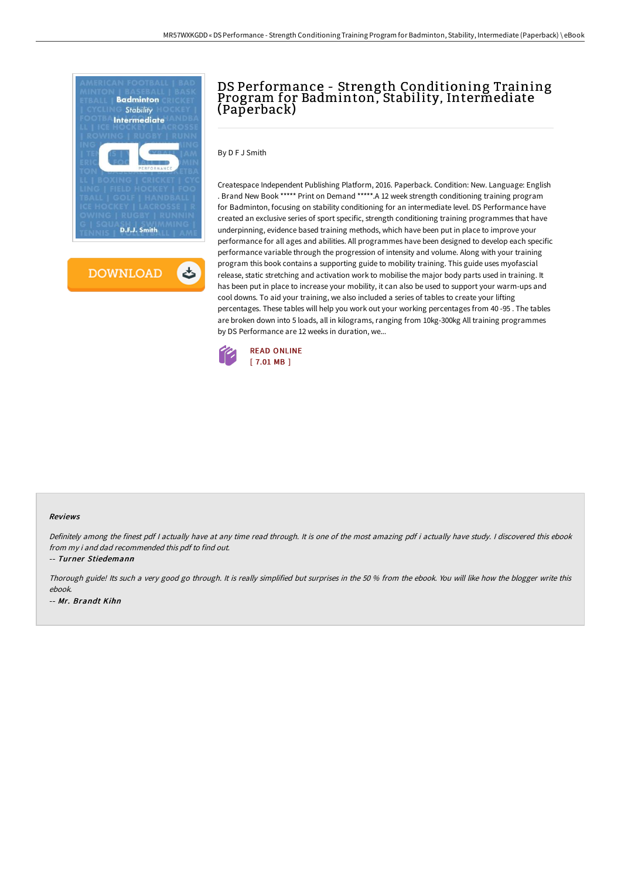# DS Performance - Strength Conditioning Training Program for Badminton, Stability, Intermediate (Paperback)

By D F J Smith

Createspace Independent Publishing Platform, 2016. Paperback. Condition: New. Language: English . Brand New Book ***** Print on Demand *****.A 12 week strength conditioning training program for Badminton, focusing on stability conditioning for an intermediate level. DS Performance have created an exclusive series of sport specific, strength conditioning training programmes that have underpinning, evidence based training methods, which have been put in place to improve your performance for all ages and abilities. All programmes have been designed to develop each specific performance variable through the progression of intensity and volume. Along with your training program this book contains a supporting guide to mobility training. This guide uses myofascial release, static stretching and activation work to mobilise the major body parts used in training. It has been put in place to increase your mobility, it can also be used to support your warm-ups and cool downs. To aid your training, we also included a series of tables to create your lifting percentages. These tables will help you work out your working percentages from 40 -95 . The tables are broken down into 5 loads, all in kilograms, ranging from 10kg-300kg All training programmes by DS Performance are 12 weeks in duration, we...

READ ONLINE
[ 7.01 MB ]

#### Reviews

*Definitely among the finest pdf I actually have at any time read through. It is one of the most amazing pdf i actually have study. I discovered this ebook from my i and dad recommended this pdf to find out.*

-- *Turner Stiedemann*

*Thorough guide! Its such a very good go through. It is really simplified but surprises in the 50 % from the ebook. You will like how the blogger write this ebook.*

-- *Mr. Brandt Kihn*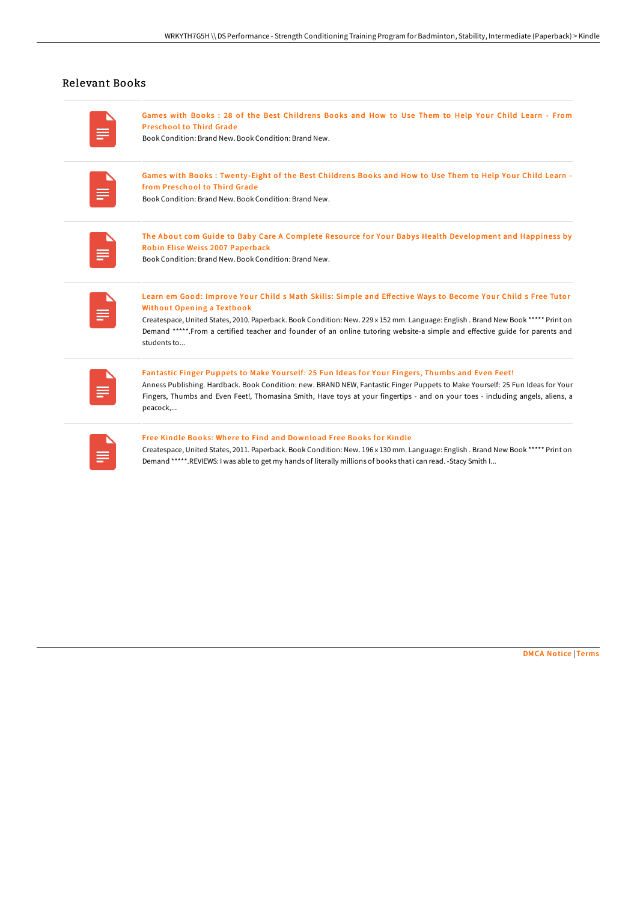## Relevant Books

**Games with Books : 28 of the Best Childrens Books and How to Use Them to Help Your Child Learn - From Preschool to Third Grade**

Book Condition: Brand New. Book Condition: Brand New.

**Games with Books : Twenty-Eight of the Best Childrens Books and How to Use Them to Help Your Child Learn - from Preschool to Third Grade**

Book Condition: Brand New. Book Condition: Brand New.

**The About com Guide to Baby Care A Complete Resource for Your Babys Health Development and Happiness by Robin Elise Weiss 2007 Paperback**

Book Condition: Brand New. Book Condition: Brand New.

**Learn em Good: Improve Your Child s Math Skills: Simple and Effective Ways to Become Your Child s Free Tutor Without Opening a Textbook**

Createspace, United States, 2010. Paperback. Book Condition: New. 229 x 152 mm. Language: English . Brand New Book ***** Print on Demand *****.From a certified teacher and founder of an online tutoring website-a simple and effective guide for parents and students to...

**Fantastic Finger Puppets to Make Yourself: 25 Fun Ideas for Your Fingers, Thumbs and Even Feet!**

Anness Publishing. Hardback. Book Condition: new. BRAND NEW, Fantastic Finger Puppets to Make Yourself: 25 Fun Ideas for Your Fingers, Thumbs and Even Feet!, Thomasina Smith, Have toys at your fingertips - and on your toes - including angels, aliens, a peacock,...

**Free Kindle Books: Where to Find and Download Free Books for Kindle**

Createspace, United States, 2011. Paperback. Book Condition: New. 196 x 130 mm. Language: English . Brand New Book ***** Print on Demand *****.REVIEWS: I was able to get my hands of literally millions of books that i can read. -Stacy Smith I...

DMCA Notice | Terms